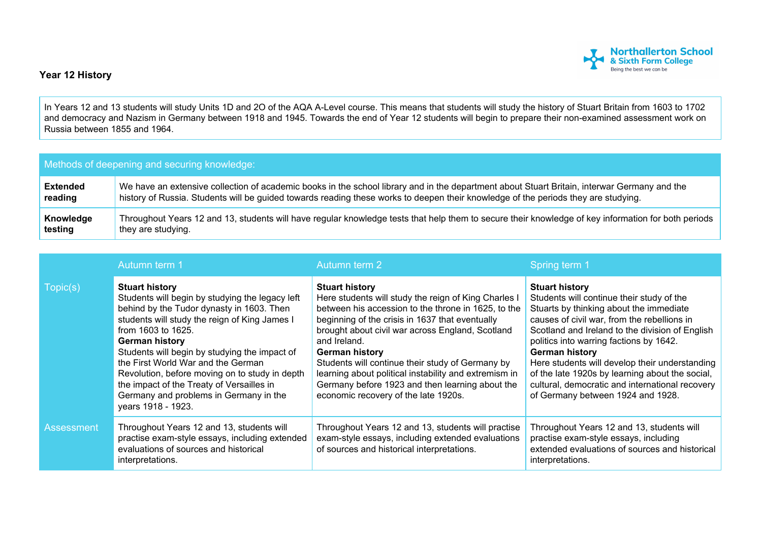# Year 12 History

In Years 12 and 13 students will study Units 1D and 2O of the AQA A-Level course. This means that students will study the history of Stuart Britain from 1603 to 1702 and democracy and Nazism in Germany between 1918 and 1945. Towards the end of Year 12 students will begin to prepare their non-examined assessment work on Russia between 1855 and 1964.

| Methods of deepening and securing knowledge: | |
|---|---|
| **Extended reading** | We have an extensive collection of academic books in the school library and in the department about Stuart Britain, interwar Germany and the history of Russia. Students will be guided towards reading these works to deepen their knowledge of the periods they are studying. |
| **Knowledge testing** | Throughout Years 12 and 13, students will have regular knowledge tests that help them to secure their knowledge of key information for both periods they are studying. |

| | Autumn term 1 | Autumn term 2 | Spring term 1 |
|---|---|---|---|
| Topic(s) | **Stuart history**<br>Students will begin by studying the legacy left behind by the Tudor dynasty in 1603. Then students will study the reign of King James I from 1603 to 1625.<br>**German history**<br>Students will begin by studying the impact of the First World War and the German Revolution, before moving on to study in depth the impact of the Treaty of Versailles in Germany and problems in Germany in the years 1918 - 1923. | **Stuart history**<br>Here students will study the reign of King Charles I between his accession to the throne in 1625, to the beginning of the crisis in 1637 that eventually brought about civil war across England, Scotland and Ireland.<br>**German history**<br>Students will continue their study of Germany by learning about political instability and extremism in Germany before 1923 and then learning about the economic recovery of the late 1920s. | **Stuart history**<br>Students will continue their study of the Stuarts by thinking about the immediate causes of civil war, from the rebellions in Scotland and Ireland to the division of English politics into warring factions by 1642.<br>**German history**<br>Here students will develop their understanding of the late 1920s by learning about the social, cultural, democratic and international recovery of Germany between 1924 and 1928. |
| Assessment | Throughout Years 12 and 13, students will practise exam-style essays, including extended evaluations of sources and historical interpretations. | Throughout Years 12 and 13, students will practise exam-style essays, including extended evaluations of sources and historical interpretations. | Throughout Years 12 and 13, students will practise exam-style essays, including extended evaluations of sources and historical interpretations. |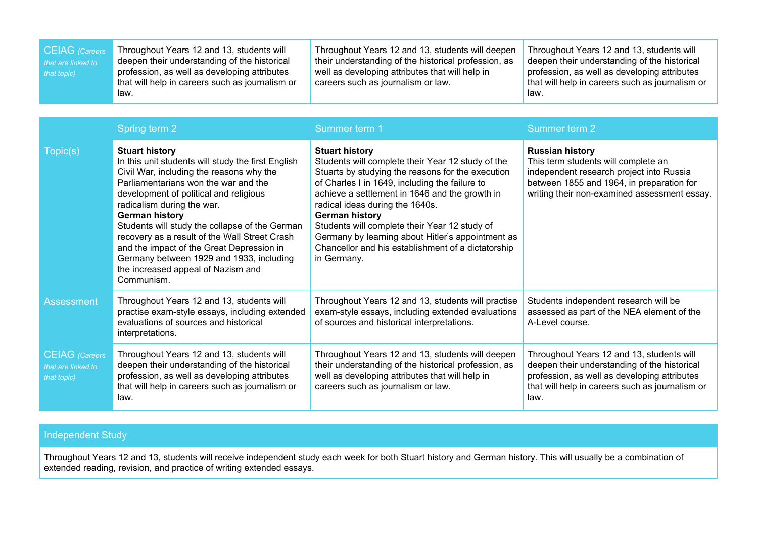| | | | |
|---|---|---|---|
| CEIAG *(Careers that are linked to that topic)* | Throughout Years 12 and 13, students will deepen their understanding of the historical profession, as well as developing attributes that will help in careers such as journalism or law. | Throughout Years 12 and 13, students will deepen their understanding of the historical profession, as well as developing attributes that will help in careers such as journalism or law. | Throughout Years 12 and 13, students will deepen their understanding of the historical profession, as well as developing attributes that will help in careers such as journalism or law. |

| | Spring term 2 | Summer term 1 | Summer term 2 |
|---|---|---|---|
| Topic(s) | **Stuart history**<br>In this unit students will study the first English Civil War, including the reasons why the Parliamentarians won the war and the development of political and religious radicalism during the war.<br>**German history**<br>Students will study the collapse of the German recovery as a result of the Wall Street Crash and the impact of the Great Depression in Germany between 1929 and 1933, including the increased appeal of Nazism and Communism. | **Stuart history**<br>Students will complete their Year 12 study of the Stuarts by studying the reasons for the execution of Charles I in 1649, including the failure to achieve a settlement in 1646 and the growth in radical ideas during the 1640s.<br>**German history**<br>Students will complete their Year 12 study of Germany by learning about Hitler's appointment as Chancellor and his establishment of a dictatorship in Germany. | **Russian history**<br>This term students will complete an independent research project into Russia between 1855 and 1964, in preparation for writing their non-examined assessment essay. |
| Assessment | Throughout Years 12 and 13, students will practise exam-style essays, including extended evaluations of sources and historical interpretations. | Throughout Years 12 and 13, students will practise exam-style essays, including extended evaluations of sources and historical interpretations. | Students independent research will be assessed as part of the NEA element of the A-Level course. |
| CEIAG *(Careers that are linked to that topic)* | Throughout Years 12 and 13, students will deepen their understanding of the historical profession, as well as developing attributes that will help in careers such as journalism or law. | Throughout Years 12 and 13, students will deepen their understanding of the historical profession, as well as developing attributes that will help in careers such as journalism or law. | Throughout Years 12 and 13, students will deepen their understanding of the historical profession, as well as developing attributes that will help in careers such as journalism or law. |

| Independent Study |
|---|
| Throughout Years 12 and 13, students will receive independent study each week for both Stuart history and German history. This will usually be a combination of extended reading, revision, and practice of writing extended essays. |